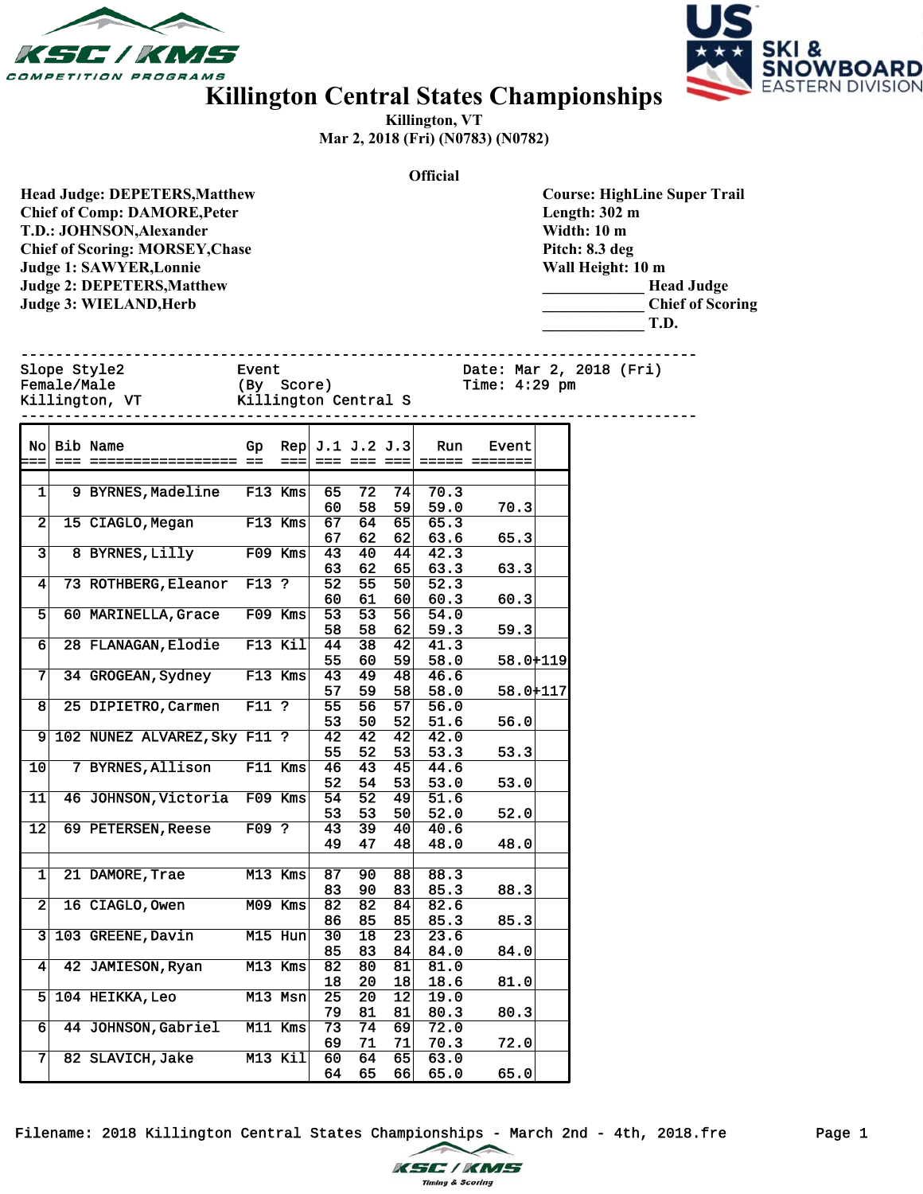# Killington Central States Championships

Killington, VT
Mar 2, 2018 (Fri) (N0783) (N0782)

**Official**

**Head Judge: DEPETERS,Matthew**
**Chief of Comp: DAMORE,Peter**
**T.D.: JOHNSON,Alexander**
**Chief of Scoring: MORSEY,Chase**
**Judge 1: SAWYER,Lonnie**
**Judge 2: DEPETERS,Matthew**
**Judge 3: WIELAND,Herb**

**Course: HighLine Super Trail**
**Length: 302 m**
**Width: 10 m**
**Pitch: 8.3 deg**
**Wall Height: 10 m**
_____________ **Head Judge**
_____________ **Chief of Scoring**
_____________ **T.D.**

```
Slope Style2              Event                   Date: Mar 2, 2018 (Fri)
Female/Male               (By  Score)             Time: 4:29 pm
Killington, VT            Killington Central S
```

| No | Bib | Name | Gp | Rep | J.1 | J.2 | J.3 | Run | Event | |
|---|---|---|---|---|---|---|---|---|---|---|
| 1 | 9 | BYRNES,Madeline | F13 | Kms | 65 | 72 | 74 | 70.3 | | |
| | | | | | 60 | 58 | 59 | 59.0 | 70.3 | |
| 2 | 15 | CIAGLO,Megan | F13 | Kms | 67 | 64 | 65 | 65.3 | | |
| | | | | | 67 | 62 | 62 | 63.6 | 65.3 | |
| 3 | 8 | BYRNES,Lilly | F09 | Kms | 43 | 40 | 44 | 42.3 | | |
| | | | | | 63 | 62 | 65 | 63.3 | 63.3 | |
| 4 | 73 | ROTHBERG,Eleanor | F13 | ? | 52 | 55 | 50 | 52.3 | | |
| | | | | | 60 | 61 | 60 | 60.3 | 60.3 | |
| 5 | 60 | MARINELLA,Grace | F09 | Kms | 53 | 53 | 56 | 54.0 | | |
| | | | | | 58 | 58 | 62 | 59.3 | 59.3 | |
| 6 | 28 | FLANAGAN,Elodie | F13 | Kil | 44 | 38 | 42 | 41.3 | | |
| | | | | | 55 | 60 | 59 | 58.0 | 58.0 | +119 |
| 7 | 34 | GROGEAN,Sydney | F13 | Kms | 43 | 49 | 48 | 46.6 | | |
| | | | | | 57 | 59 | 58 | 58.0 | 58.0 | +117 |
| 8 | 25 | DIPIETRO,Carmen | F11 | ? | 55 | 56 | 57 | 56.0 | | |
| | | | | | 53 | 50 | 52 | 51.6 | 56.0 | |
| 9 | 102 | NUNEZ ALVAREZ,Sky | F11 | ? | 42 | 42 | 42 | 42.0 | | |
| | | | | | 55 | 52 | 53 | 53.3 | 53.3 | |
| 10 | 7 | BYRNES,Allison | F11 | Kms | 46 | 43 | 45 | 44.6 | | |
| | | | | | 52 | 54 | 53 | 53.0 | 53.0 | |
| 11 | 46 | JOHNSON,Victoria | F09 | Kms | 54 | 52 | 49 | 51.6 | | |
| | | | | | 53 | 53 | 50 | 52.0 | 52.0 | |
| 12 | 69 | PETERSEN,Reese | F09 | ? | 43 | 39 | 40 | 40.6 | | |
| | | | | | 49 | 47 | 48 | 48.0 | 48.0 | |
| | | | | | | | | | | |
| 1 | 21 | DAMORE,Trae | M13 | Kms | 87 | 90 | 88 | 88.3 | | |
| | | | | | 83 | 90 | 83 | 85.3 | 88.3 | |
| 2 | 16 | CIAGLO,Owen | M09 | Kms | 82 | 82 | 84 | 82.6 | | |
| | | | | | 86 | 85 | 85 | 85.3 | 85.3 | |
| 3 | 103 | GREENE,Davin | M15 | Hun | 30 | 18 | 23 | 23.6 | | |
| | | | | | 85 | 83 | 84 | 84.0 | 84.0 | |
| 4 | 42 | JAMIESON,Ryan | M13 | Kms | 82 | 80 | 81 | 81.0 | | |
| | | | | | 18 | 20 | 18 | 18.6 | 81.0 | |
| 5 | 104 | HEIKKA,Leo | M13 | Msn | 25 | 20 | 12 | 19.0 | | |
| | | | | | 79 | 81 | 81 | 80.3 | 80.3 | |
| 6 | 44 | JOHNSON,Gabriel | M11 | Kms | 73 | 74 | 69 | 72.0 | | |
| | | | | | 69 | 71 | 71 | 70.3 | 72.0 | |
| 7 | 82 | SLAVICH,Jake | M13 | Kil | 60 | 64 | 65 | 63.0 | | |
| | | | | | 64 | 65 | 66 | 65.0 | 65.0 | |

Filename: 2018 Killington Central States Championships - March 2nd - 4th, 2018.fre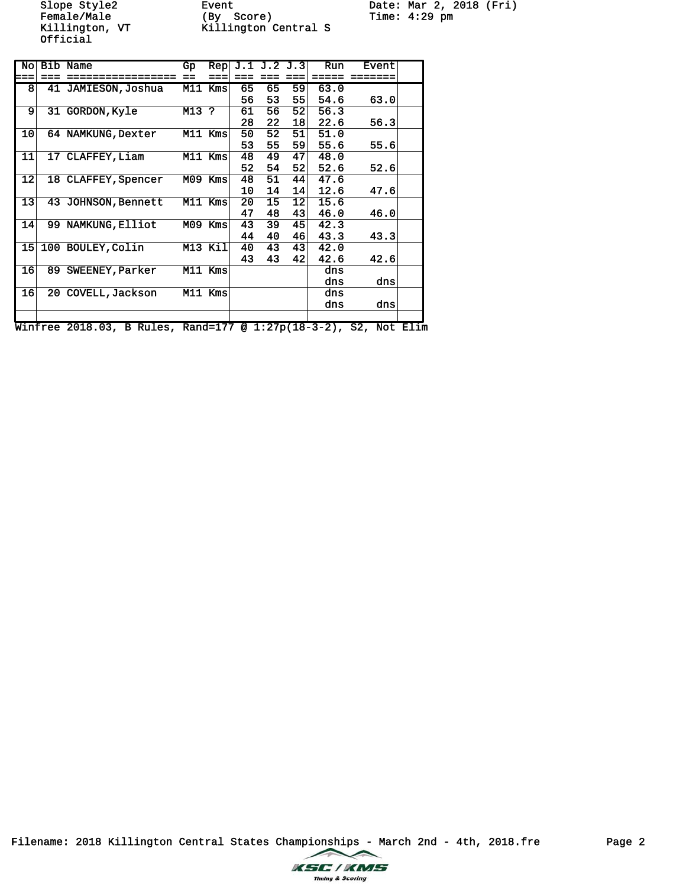Slope Style2
Female/Male
Killington, VT
Official

Event
(By Score)
Killington Central S

Date: Mar 2, 2018 (Fri)
Time: 4:29 pm

| No | Bib | Name | Gp | Rep | J.1 | J.2 | J.3 | Run | Event |
|---|---|---|---|---|---|---|---|---|---|
| 8 | 41 | JAMIESON,Joshua | M11 | Kms | 65 | 65 | 59 | 63.0 | |
| | | | | | 56 | 53 | 55 | 54.6 | 63.0 |
| 9 | 31 | GORDON,Kyle | M13 | ? | 61 | 56 | 52 | 56.3 | |
| | | | | | 28 | 22 | 18 | 22.6 | 56.3 |
| 10 | 64 | NAMKUNG,Dexter | M11 | Kms | 50 | 52 | 51 | 51.0 | |
| | | | | | 53 | 55 | 59 | 55.6 | 55.6 |
| 11 | 17 | CLAFFEY,Liam | M11 | Kms | 48 | 49 | 47 | 48.0 | |
| | | | | | 52 | 54 | 52 | 52.6 | 52.6 |
| 12 | 18 | CLAFFEY,Spencer | M09 | Kms | 48 | 51 | 44 | 47.6 | |
| | | | | | 10 | 14 | 14 | 12.6 | 47.6 |
| 13 | 43 | JOHNSON,Bennett | M11 | Kms | 20 | 15 | 12 | 15.6 | |
| | | | | | 47 | 48 | 43 | 46.0 | 46.0 |
| 14 | 99 | NAMKUNG,Elliot | M09 | Kms | 43 | 39 | 45 | 42.3 | |
| | | | | | 44 | 40 | 46 | 43.3 | 43.3 |
| 15 | 100 | BOULEY,Colin | M13 | Kil | 40 | 43 | 43 | 42.0 | |
| | | | | | 43 | 43 | 42 | 42.6 | 42.6 |
| 16 | 89 | SWEENEY,Parker | M11 | Kms | | | | dns | |
| | | | | | | | | dns | dns |
| 16 | 20 | COVELL,Jackson | M11 | Kms | | | | dns | |
| | | | | | | | | dns | dns |

Winfree 2018.03, B Rules, Rand=177 @ 1:27p(18-3-2), S2, Not Elim

Filename: 2018 Killington Central States Championships - March 2nd - 4th, 2018.fre

KSC / KMS
Timing & Scoring